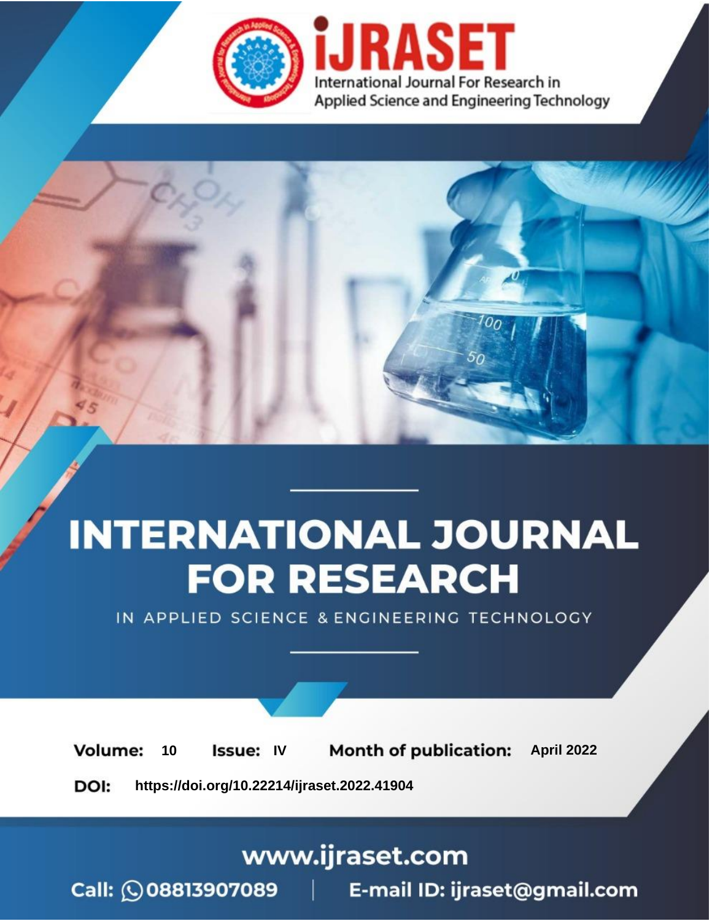International Journal For Research in Applied Science and Engineering Technology

# INTERNATIONAL JOURNAL FOR RESEARCH

IN APPLIED SCIENCE & ENGINEERING TECHNOLOGY

**Volume:** 10 **Issue:** IV **Month of publication:** April 2022

**DOI:** https://doi.org/10.22214/ijraset.2022.41904

www.ijraset.com

Call: 08813907089 | E-mail ID: ijraset@gmail.com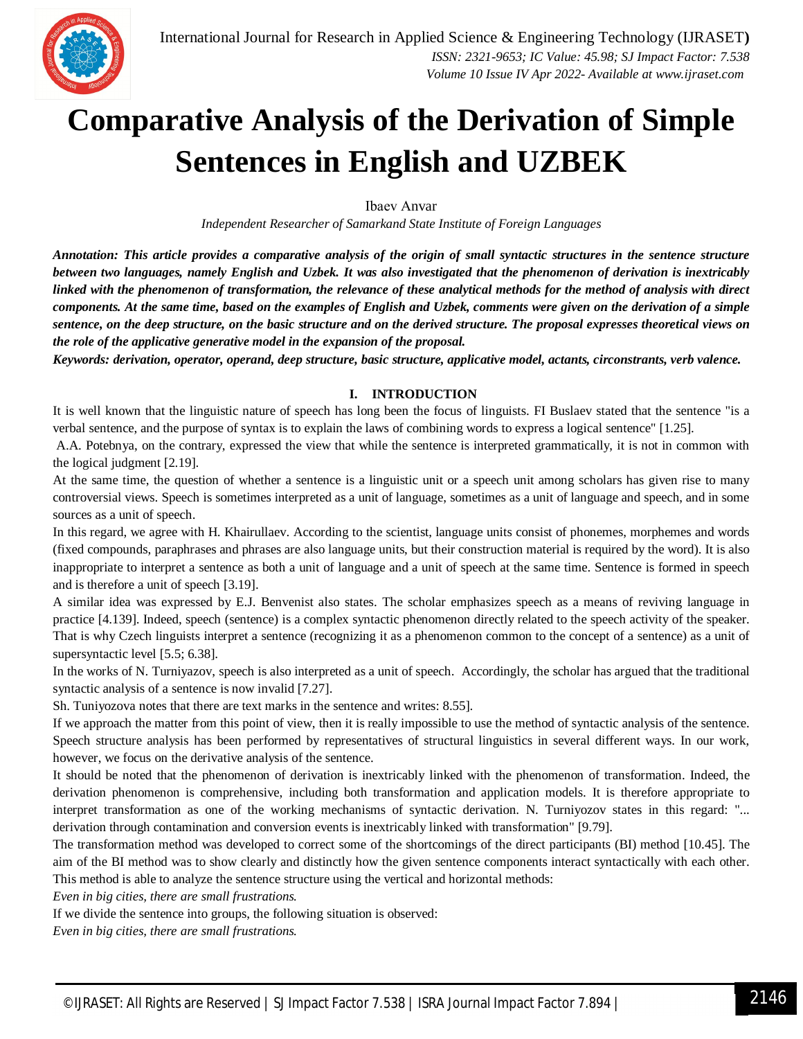# Comparative Analysis of the Derivation of Simple Sentences in English and UZBEK

Ibaev Anvar

*Independent Researcher of Samarkand State Institute of Foreign Languages*

***Annotation:** This article provides a comparative analysis of the origin of small syntactic structures in the sentence structure between two languages, namely English and Uzbek. It was also investigated that the phenomenon of derivation is inextricably linked with the phenomenon of transformation, the relevance of these analytical methods for the method of analysis with direct components. At the same time, based on the examples of English and Uzbek, comments were given on the derivation of a simple sentence, on the deep structure, on the basic structure and on the derived structure. The proposal expresses theoretical views on the role of the applicative generative model in the expansion of the proposal.*

***Keywords:** derivation, operator, operand, deep structure, basic structure, applicative model, actants, circonstrants, verb valence.*

## I. INTRODUCTION

It is well known that the linguistic nature of speech has long been the focus of linguists. FI Buslaev stated that the sentence "is a verbal sentence, and the purpose of syntax is to explain the laws of combining words to express a logical sentence" [1.25].

A.A. Potebnya, on the contrary, expressed the view that while the sentence is interpreted grammatically, it is not in common with the logical judgment [2.19].

At the same time, the question of whether a sentence is a linguistic unit or a speech unit among scholars has given rise to many controversial views. Speech is sometimes interpreted as a unit of language, sometimes as a unit of language and speech, and in some sources as a unit of speech.

In this regard, we agree with H. Khairullaev. According to the scientist, language units consist of phonemes, morphemes and words (fixed compounds, paraphrases and phrases are also language units, but their construction material is required by the word). It is also inappropriate to interpret a sentence as both a unit of language and a unit of speech at the same time. Sentence is formed in speech and is therefore a unit of speech [3.19].

A similar idea was expressed by E.J. Benvenist also states. The scholar emphasizes speech as a means of reviving language in practice [4.139]. Indeed, speech (sentence) is a complex syntactic phenomenon directly related to the speech activity of the speaker. That is why Czech linguists interpret a sentence (recognizing it as a phenomenon common to the concept of a sentence) as a unit of supersyntactic level [5.5; 6.38].

In the works of N. Turniyazov, speech is also interpreted as a unit of speech. Accordingly, the scholar has argued that the traditional syntactic analysis of a sentence is now invalid [7.27].

Sh. Tuniyozova notes that there are text marks in the sentence and writes: 8.55].

If we approach the matter from this point of view, then it is really impossible to use the method of syntactic analysis of the sentence. Speech structure analysis has been performed by representatives of structural linguistics in several different ways. In our work, however, we focus on the derivative analysis of the sentence.

It should be noted that the phenomenon of derivation is inextricably linked with the phenomenon of transformation. Indeed, the derivation phenomenon is comprehensive, including both transformation and application models. It is therefore appropriate to interpret transformation as one of the working mechanisms of syntactic derivation. N. Turniyozov states in this regard: "... derivation through contamination and conversion events is inextricably linked with transformation" [9.79].

The transformation method was developed to correct some of the shortcomings of the direct participants (BI) method [10.45]. The aim of the BI method was to show clearly and distinctly how the given sentence components interact syntactically with each other. This method is able to analyze the sentence structure using the vertical and horizontal methods:

*Even in big cities, there are small frustrations.*

If we divide the sentence into groups, the following situation is observed:

*Even in big cities, there are small frustrations.*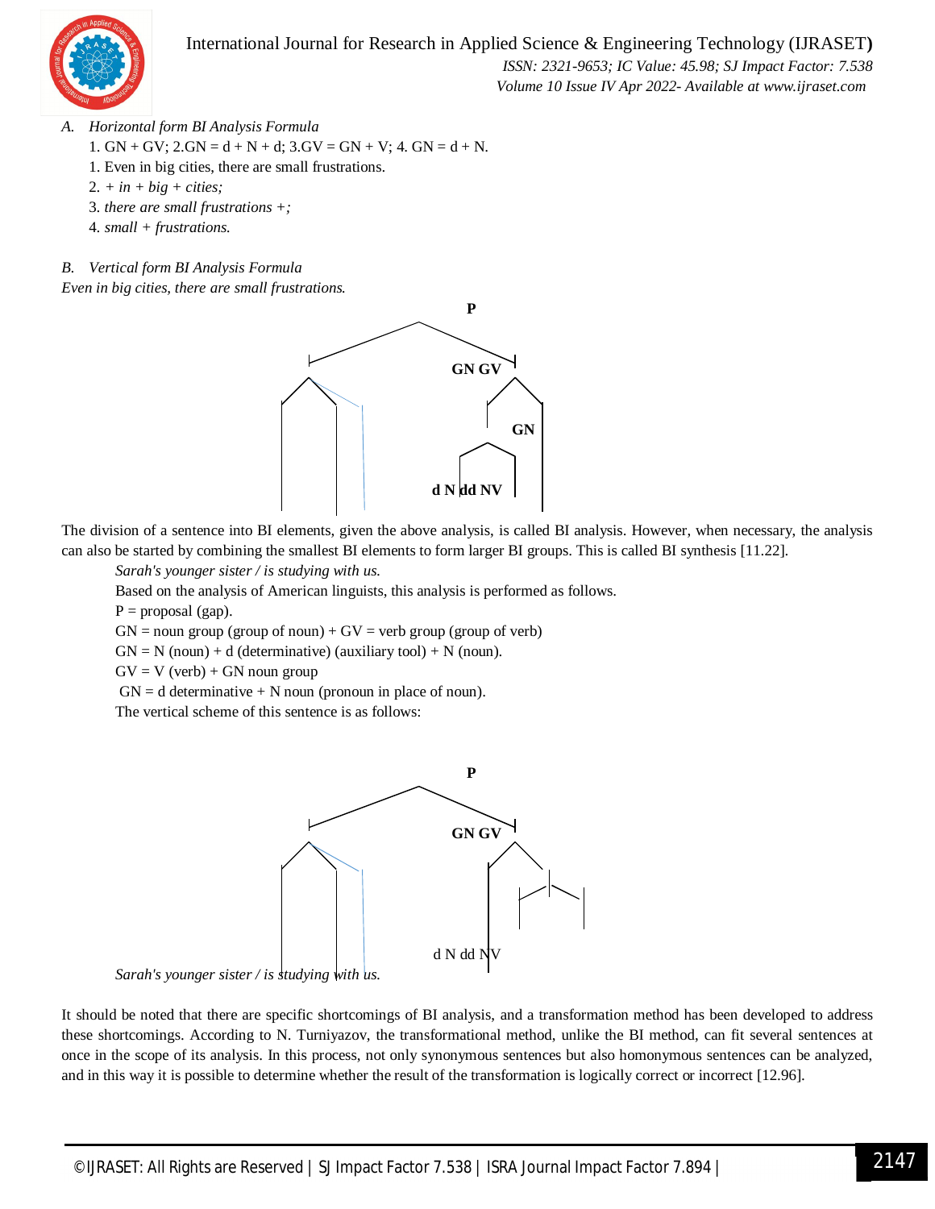### A. Horizontal form BI Analysis Formula

1. GN + GV; 2.GN = d + N + d; 3.GV = GN + V; 4. GN = d + N.

1. Even in big cities, there are small frustrations.
2. *+ in + big + cities;*
3. *there are small frustrations +;*
4. *small + frustrations.*

### B. Vertical form BI Analysis Formula

*Even in big cities, there are small frustrations.*

P

GN GV

GN

d N dd NV

The division of a sentence into BI elements, given the above analysis, is called BI analysis. However, when necessary, the analysis can also be started by combining the smallest BI elements to form larger BI groups. This is called BI synthesis [11.22].

*Sarah's younger sister / is studying with us.*

Based on the analysis of American linguists, this analysis is performed as follows.

P = proposal (gap).

GN = noun group (group of noun) + GV = verb group (group of verb)

GN = N (noun) + d (determinative) (auxiliary tool) + N (noun).

GV = V (verb) + GN noun group

GN = d determinative + N noun (pronoun in place of noun).

The vertical scheme of this sentence is as follows:

P

GN GV

d N dd NV

*Sarah's younger sister / is studying with us.*

It should be noted that there are specific shortcomings of BI analysis, and a transformation method has been developed to address these shortcomings. According to N. Turniyazov, the transformational method, unlike the BI method, can fit several sentences at once in the scope of its analysis. In this process, not only synonymous sentences but also homonymous sentences can be analyzed, and in this way it is possible to determine whether the result of the transformation is logically correct or incorrect [12.96].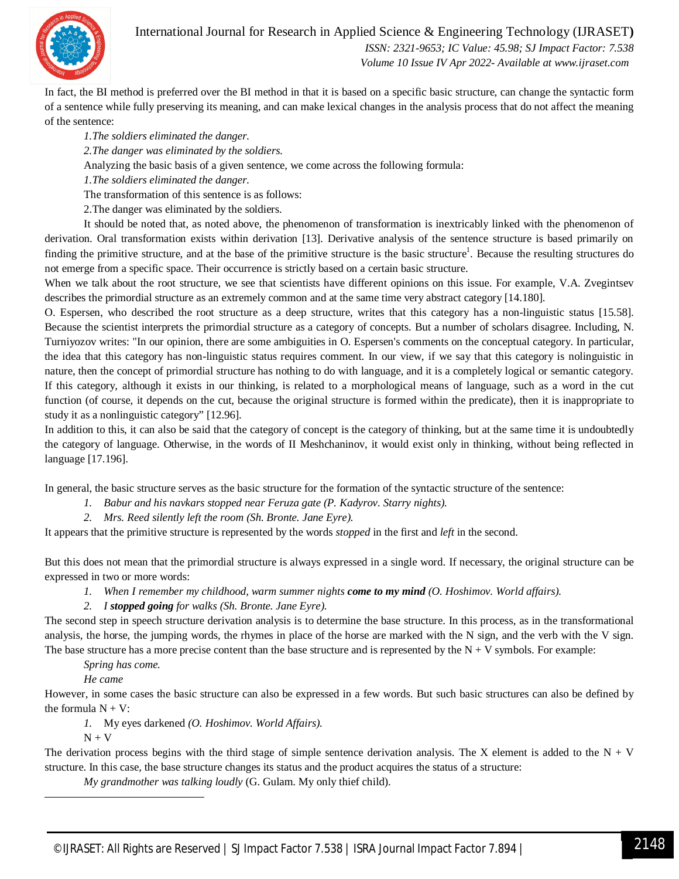In fact, the BI method is preferred over the BI method in that it is based on a specific basic structure, can change the syntactic form of a sentence while fully preserving its meaning, and can make lexical changes in the analysis process that do not affect the meaning of the sentence:

*1.The soldiers eliminated the danger.*

*2.The danger was eliminated by the soldiers.*

Analyzing the basic basis of a given sentence, we come across the following formula:

*1.The soldiers eliminated the danger.*

The transformation of this sentence is as follows:

2.The danger was eliminated by the soldiers.

It should be noted that, as noted above, the phenomenon of transformation is inextricably linked with the phenomenon of derivation. Oral transformation exists within derivation [13]. Derivative analysis of the sentence structure is based primarily on finding the primitive structure, and at the base of the primitive structure is the basic structure[1]. Because the resulting structures do not emerge from a specific space. Their occurrence is strictly based on a certain basic structure.

When we talk about the root structure, we see that scientists have different opinions on this issue. For example, V.A. Zvegintsev describes the primordial structure as an extremely common and at the same time very abstract category [14.180].

O. Espersen, who described the root structure as a deep structure, writes that this category has a non-linguistic status [15.58]. Because the scientist interprets the primordial structure as a category of concepts. But a number of scholars disagree. Including, N. Turniyozov writes: "In our opinion, there are some ambiguities in O. Espersen's comments on the conceptual category. In particular, the idea that this category has non-linguistic status requires comment. In our view, if we say that this category is nolinguistic in nature, then the concept of primordial structure has nothing to do with language, and it is a completely logical or semantic category. If this category, although it exists in our thinking, is related to a morphological means of language, such as a word in the cut function (of course, it depends on the cut, because the original structure is formed within the predicate), then it is inappropriate to study it as a nonlinguistic category" [12.96].

In addition to this, it can also be said that the category of concept is the category of thinking, but at the same time it is undoubtedly the category of language. Otherwise, in the words of II Meshchaninov, it would exist only in thinking, without being reflected in language [17.196].

In general, the basic structure serves as the basic structure for the formation of the syntactic structure of the sentence:

1. *Babur and his navkars stopped near Feruza gate (P. Kadyrov. Starry nights).*
2. *Mrs. Reed silently left the room (Sh. Bronte. Jane Eyre).*

It appears that the primitive structure is represented by the words *stopped* in the first and *left* in the second.

But this does not mean that the primordial structure is always expressed in a single word. If necessary, the original structure can be expressed in two or more words:

1. *When I remember my childhood, warm summer nights **come to my mind** (O. Hoshimov. World affairs).*
2. *I **stopped going** for walks (Sh. Bronte. Jane Eyre).*

The second step in speech structure derivation analysis is to determine the base structure. In this process, as in the transformational analysis, the horse, the jumping words, the rhymes in place of the horse are marked with the N sign, and the verb with the V sign. The base structure has a more precise content than the base structure and is represented by the N + V symbols. For example:

*Spring has come.*

*He came*

However, in some cases the basic structure can also be expressed in a few words. But such basic structures can also be defined by the formula N + V:

1. My eyes darkened *(O. Hoshimov. World Affairs).*

N + V

The derivation process begins with the third stage of simple sentence derivation analysis. The X element is added to the N + V structure. In this case, the base structure changes its status and the product acquires the status of a structure:

*My grandmother was talking loudly* (G. Gulam. My only thief child).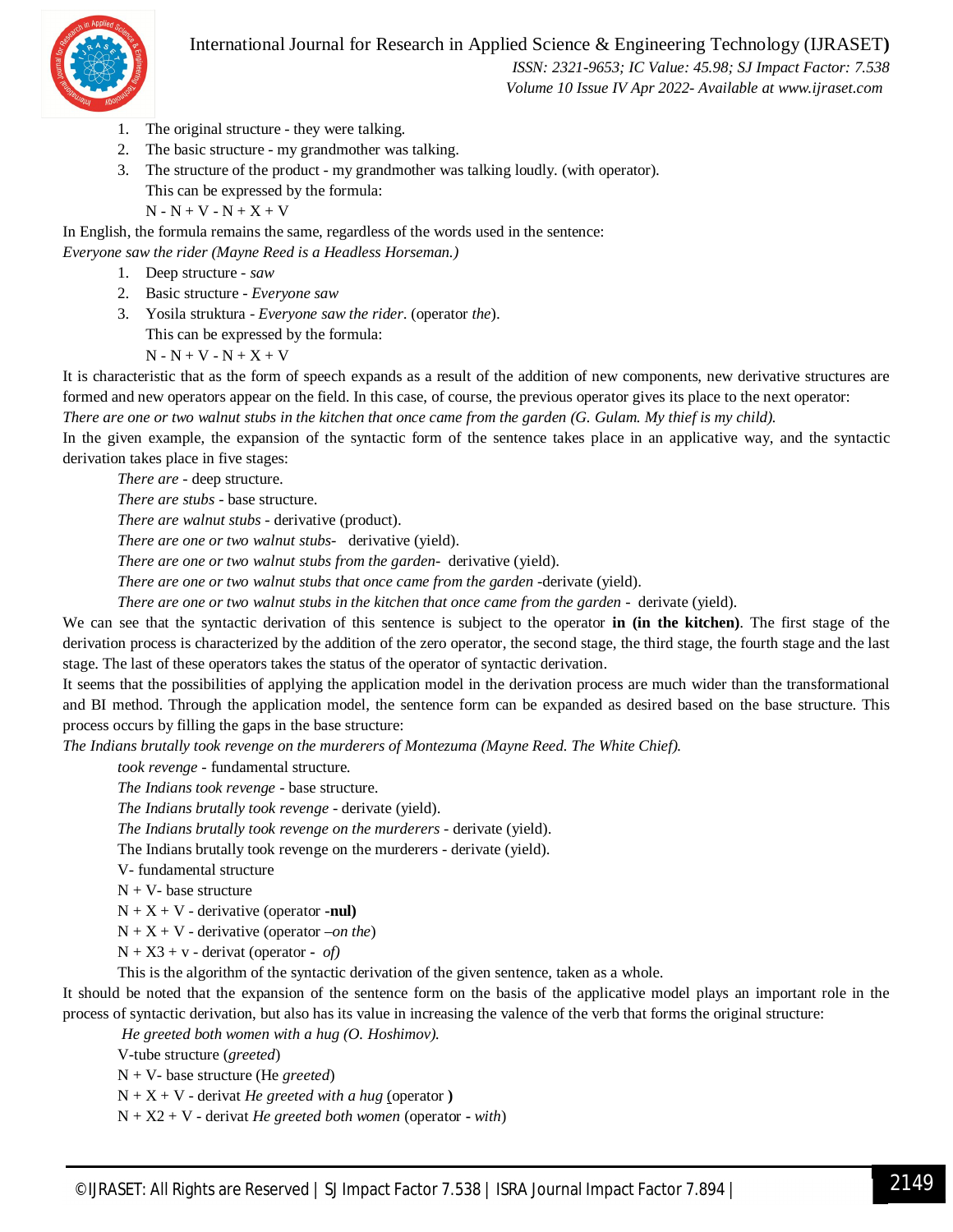1. The original structure - they were talking.
2. The basic structure - my grandmother was talking.
3. The structure of the product - my grandmother was talking loudly. (with operator).
   This can be expressed by the formula:
   N - N + V - N + X + V

In English, the formula remains the same, regardless of the words used in the sentence:
*Everyone saw the rider (Mayne Reed is a Headless Horseman.)*

1. Deep structure - *saw*
2. Basic structure - *Everyone saw*
3. Yosila struktura - *Everyone saw the rider*. (operator *the*).
   This can be expressed by the formula:
   N - N + V - N + X + V

It is characteristic that as the form of speech expands as a result of the addition of new components, new derivative structures are formed and new operators appear on the field. In this case, of course, the previous operator gives its place to the next operator:
*There are one or two walnut stubs in the kitchen that once came from the garden (G. Gulam. My thief is my child).*

In the given example, the expansion of the syntactic form of the sentence takes place in an applicative way, and the syntactic derivation takes place in five stages:

*There are* - deep structure.
*There are stubs* - base structure.
*There are walnut stubs* - derivative (product).
*There are one or two walnut stubs*- derivative (yield).
*There are one or two walnut stubs from the garden*- derivative (yield).
*There are one or two walnut stubs that once came from the garden* -derivate (yield).
*There are one or two walnut stubs in the kitchen that once came from the garden* - derivate (yield).

We can see that the syntactic derivation of this sentence is subject to the operator **in (in the kitchen)**. The first stage of the derivation process is characterized by the addition of the zero operator, the second stage, the third stage, the fourth stage and the last stage. The last of these operators takes the status of the operator of syntactic derivation.

It seems that the possibilities of applying the application model in the derivation process are much wider than the transformational and BI method. Through the application model, the sentence form can be expanded as desired based on the base structure. This process occurs by filling the gaps in the base structure:
*The Indians brutally took revenge on the murderers of Montezuma (Mayne Reed. The White Chief).*

*took revenge* - fundamental structure.
*The Indians took revenge* - base structure.
*The Indians brutally took revenge* - derivate (yield).
*The Indians brutally took revenge on the murderers* - derivate (yield).
The Indians brutally took revenge on the murderers - derivate (yield).
V- fundamental structure
N + V- base structure
N + X + V - derivative (operator **-nul)**
N + X + V - derivative (operator *–on the*)
N + X3 + v - derivat (operator - *of)*
This is the algorithm of the syntactic derivation of the given sentence, taken as a whole.

It should be noted that the expansion of the sentence form on the basis of the applicative model plays an important role in the process of syntactic derivation, but also has its value in increasing the valence of the verb that forms the original structure:

*He greeted both women with a hug (O. Hoshimov).*
V-tube structure (*greeted*)
N + V- base structure (He *greeted*)
N + X + V - derivat *He greeted with a hug* (operator **)**
N + X2 + V - derivat *He greeted both women* (operator - *with*)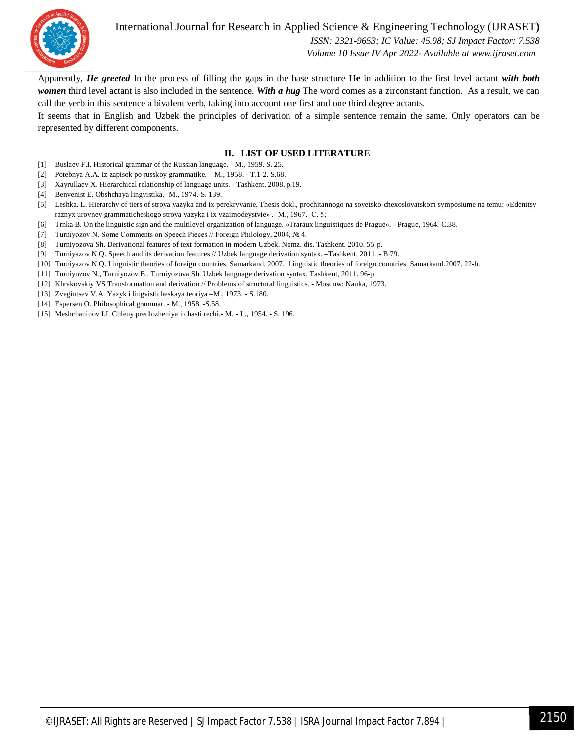Apparently, ***He greeted*** In the process of filling the gaps in the base structure **He** in addition to the first level actant ***with both women*** third level actant is also included in the sentence. ***With a hug*** The word comes as a zirconstant function. As a result, we can call the verb in this sentence a bivalent verb, taking into account one first and one third degree actants.

It seems that in English and Uzbek the principles of derivation of a simple sentence remain the same. Only operators can be represented by different components.

## II. LIST OF USED LITERATURE

[1] Buslaev F.I. Historical grammar of the Russian language. - M., 1959. S. 25.
[2] Potebnya A.A. Iz zapisok po russkoy grammatike. – M., 1958. - T.1-2. S.68.
[3] Xayrullaev X. Hierarchical relationship of language units. - Tashkent, 2008, p.19.
[4] Benvenist E. Obshchaya lingvistika.- M., 1974.-S. 139.
[5] Leshka. L. Hierarchy of tiers of stroya yazyka and ix perekryvanie. Thesis dokl., prochitannogo na sovetsko-chexoslovatskom symposiume na temu: «Edenitsy raznyx urovney grammaticheskogo stroya yazyka i ix vzaimodeystvie» .- M., 1967.- C. 5;
[6] Trnka B. On the linguistic sign and the multilevel organization of language. «Traraux linguistiques de Prague». - Prague, 1964.-C.38.
[7] Turniyozov N. Some Comments on Speech Pieces // Foreign Philology, 2004, № 4.
[8] Turniyozova Sh. Derivational features of text formation in modern Uzbek. Nomz. dis. Tashkent. 2010. 55-p.
[9] Turniyazov N.Q. Speech and its derivation features // Uzbek language derivation syntax. –Tashkent, 2011. - B.79.
[10] Turniyazov N.Q. Linguistic theories of foreign countries. Samarkand. 2007. Linguistic theories of foreign countries. Samarkand.2007. 22-b.
[11] Turniyozov N., Turniyozov B., Turniyozova Sh. Uzbek language derivation syntax. Tashkent, 2011. 96-p
[12] Khrakovskiy VS Transformation and derivation // Problems of structural linguistics. - Moscow: Nauka, 1973.
[13] Zvegintsev V.A. Yazyk i lingvisticheskaya teoriya –M., 1973. - S.180.
[14] Espersen O. Philosophical grammar. - M., 1958. -S.58.
[15] Meshchaninov I.I. Chleny predlozheniya i chasti rechi.- M. - L., 1954. - S. 196.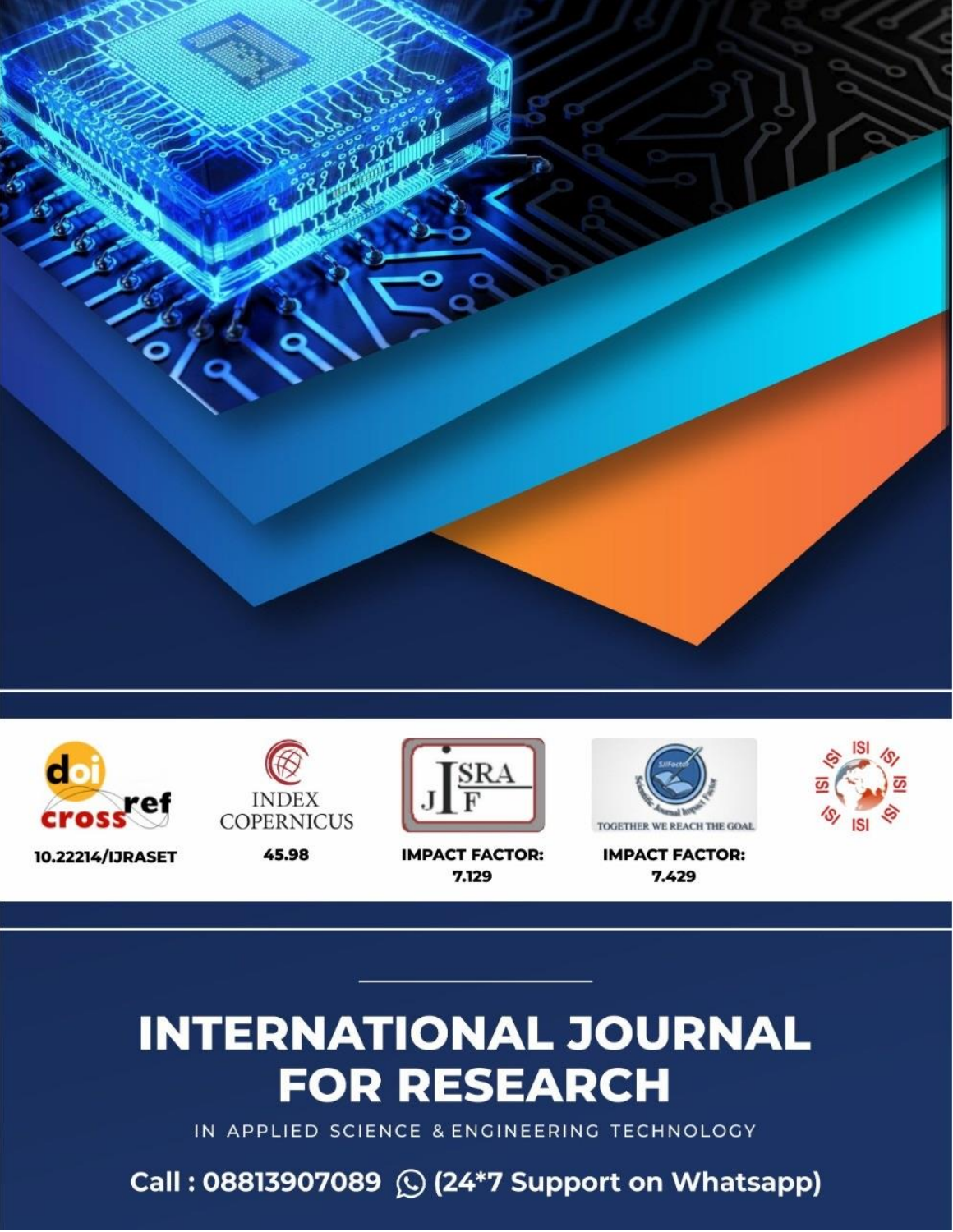10.22214/IJRASET

INDEX COPERNICUS

45.98

IMPACT FACTOR: 7.129

TOGETHER WE REACH THE GOAL

IMPACT FACTOR: 7.429

ISI

# INTERNATIONAL JOURNAL FOR RESEARCH

IN APPLIED SCIENCE & ENGINEERING TECHNOLOGY

Call : 08813907089 (24*7 Support on Whatsapp)